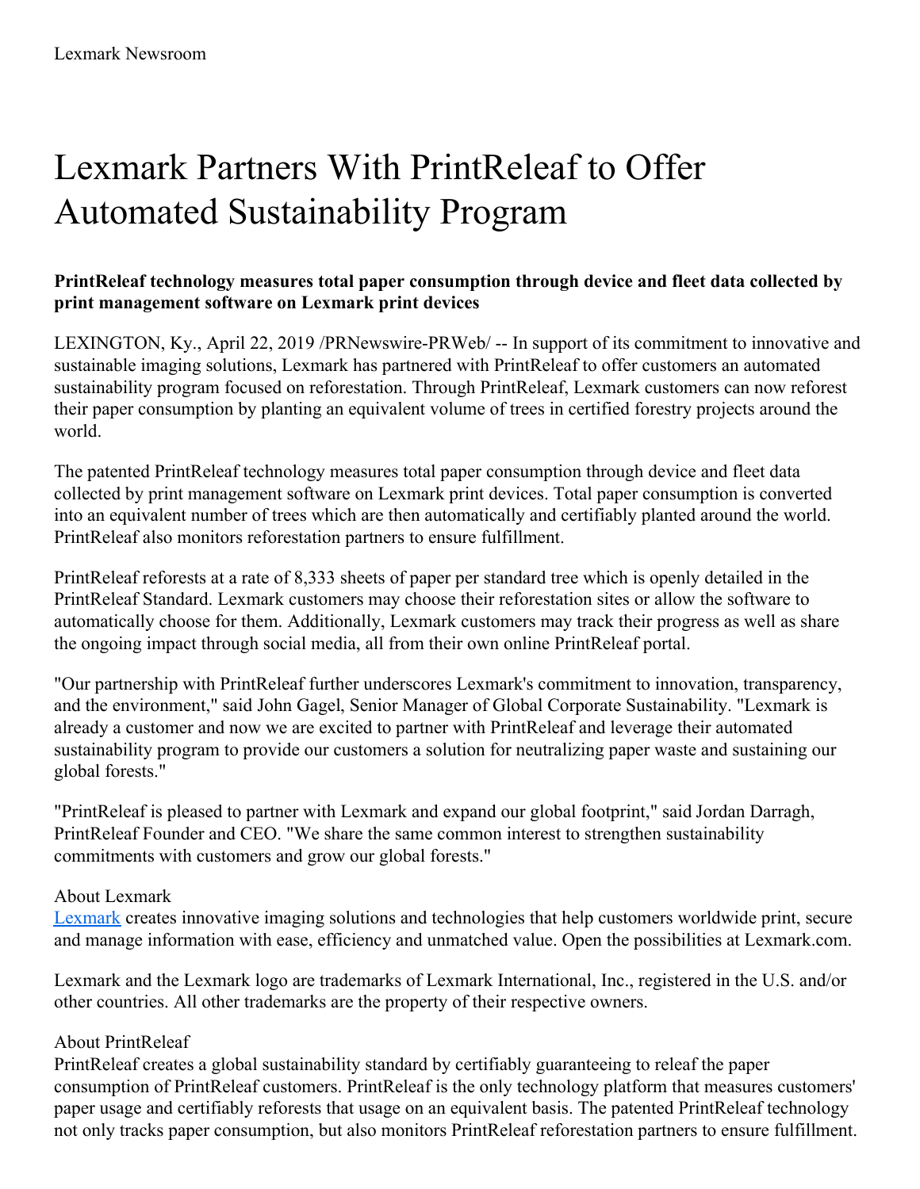Lexmark Newsroom

# Lexmark Partners With PrintReleaf to Offer Automated Sustainability Program

**PrintReleaf technology measures total paper consumption through device and fleet data collected by print management software on Lexmark print devices**

LEXINGTON, Ky., April 22, 2019 /PRNewswire-PRWeb/ -- In support of its commitment to innovative and sustainable imaging solutions, Lexmark has partnered with PrintReleaf to offer customers an automated sustainability program focused on reforestation. Through PrintReleaf, Lexmark customers can now reforest their paper consumption by planting an equivalent volume of trees in certified forestry projects around the world.

The patented PrintReleaf technology measures total paper consumption through device and fleet data collected by print management software on Lexmark print devices. Total paper consumption is converted into an equivalent number of trees which are then automatically and certifiably planted around the world. PrintReleaf also monitors reforestation partners to ensure fulfillment.

PrintReleaf reforests at a rate of 8,333 sheets of paper per standard tree which is openly detailed in the PrintReleaf Standard. Lexmark customers may choose their reforestation sites or allow the software to automatically choose for them. Additionally, Lexmark customers may track their progress as well as share the ongoing impact through social media, all from their own online PrintReleaf portal.

"Our partnership with PrintReleaf further underscores Lexmark's commitment to innovation, transparency, and the environment," said John Gagel, Senior Manager of Global Corporate Sustainability. "Lexmark is already a customer and now we are excited to partner with PrintReleaf and leverage their automated sustainability program to provide our customers a solution for neutralizing paper waste and sustaining our global forests."

"PrintReleaf is pleased to partner with Lexmark and expand our global footprint," said Jordan Darragh, PrintReleaf Founder and CEO. "We share the same common interest to strengthen sustainability commitments with customers and grow our global forests."

About Lexmark
Lexmark creates innovative imaging solutions and technologies that help customers worldwide print, secure and manage information with ease, efficiency and unmatched value. Open the possibilities at Lexmark.com.

Lexmark and the Lexmark logo are trademarks of Lexmark International, Inc., registered in the U.S. and/or other countries. All other trademarks are the property of their respective owners.

About PrintReleaf
PrintReleaf creates a global sustainability standard by certifiably guaranteeing to releaf the paper consumption of PrintReleaf customers. PrintReleaf is the only technology platform that measures customers' paper usage and certifiably reforests that usage on an equivalent basis. The patented PrintReleaf technology not only tracks paper consumption, but also monitors PrintReleaf reforestation partners to ensure fulfillment.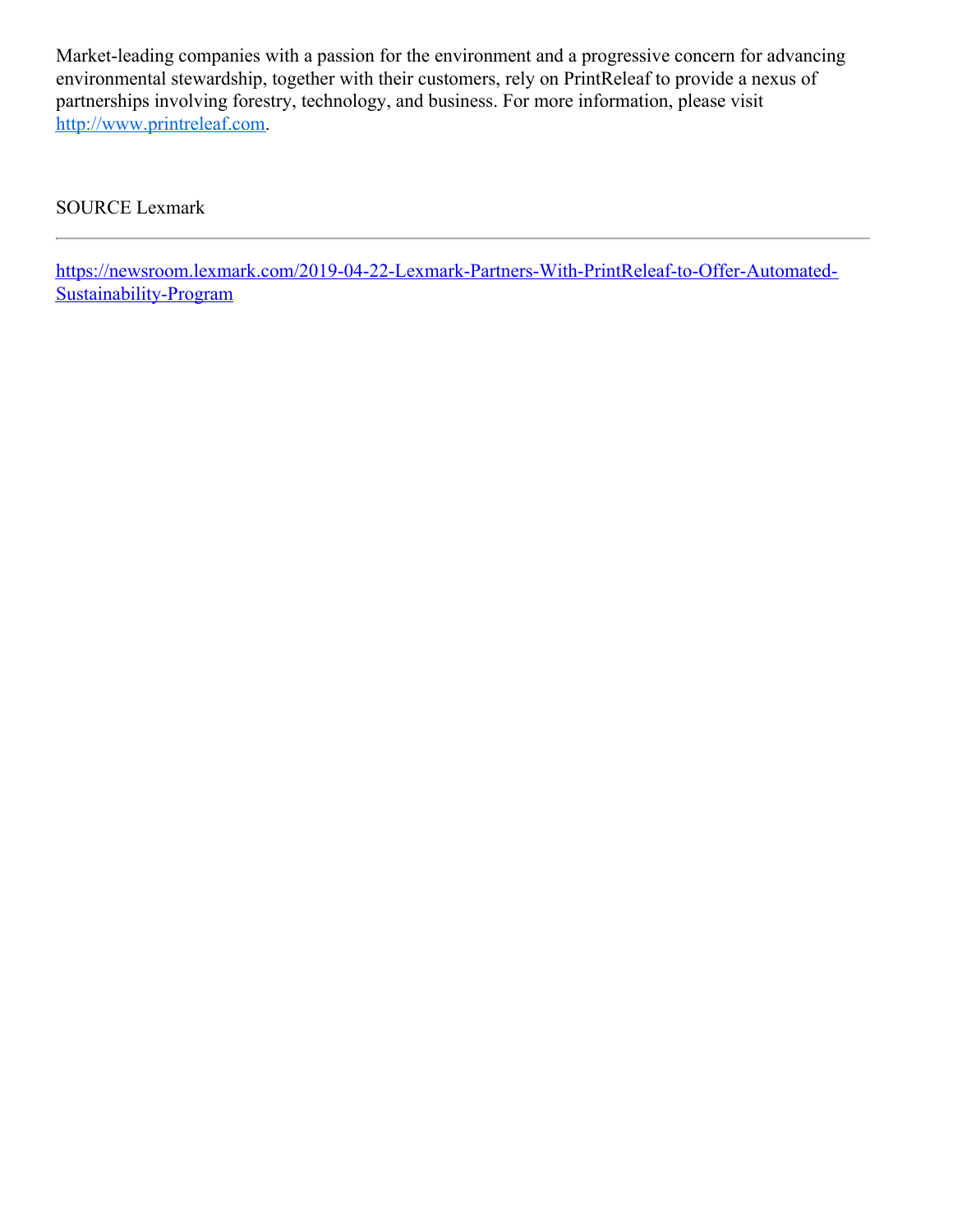Market-leading companies with a passion for the environment and a progressive concern for advancing environmental stewardship, together with their customers, rely on PrintReleaf to provide a nexus of partnerships involving forestry, technology, and business. For more information, please visit [http://www.printreleaf.com](http://www.printreleaf.com).

SOURCE Lexmark

---

[https://newsroom.lexmark.com/2019-04-22-Lexmark-Partners-With-PrintReleaf-to-Offer-Automated-Sustainability-Program](https://newsroom.lexmark.com/2019-04-22-Lexmark-Partners-With-PrintReleaf-to-Offer-Automated-Sustainability-Program)